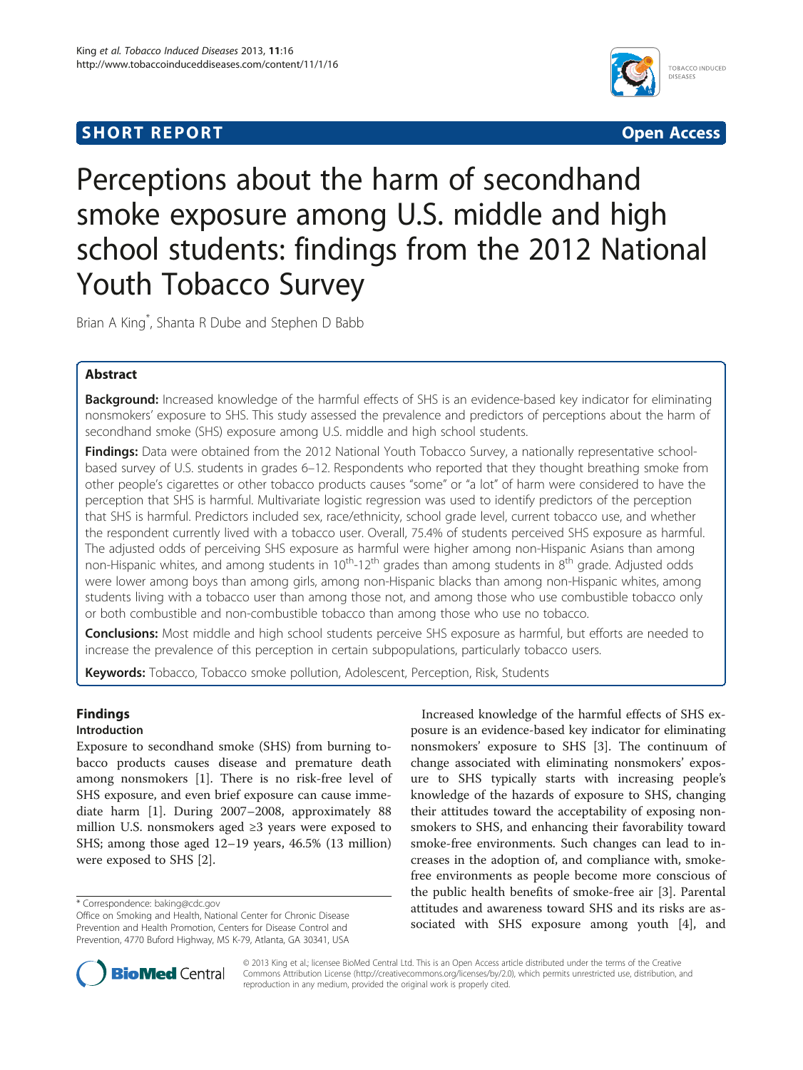**SHORT REPORT** **Open Access**

# Perceptions about the harm of secondhand smoke exposure among U.S. middle and high school students: findings from the 2012 National Youth Tobacco Survey

Brian A King*, Shanta R Dube and Stephen D Babb

## Abstract

**Background:** Increased knowledge of the harmful effects of SHS is an evidence-based key indicator for eliminating nonsmokers' exposure to SHS. This study assessed the prevalence and predictors of perceptions about the harm of secondhand smoke (SHS) exposure among U.S. middle and high school students.

**Findings:** Data were obtained from the 2012 National Youth Tobacco Survey, a nationally representative school-based survey of U.S. students in grades 6–12. Respondents who reported that they thought breathing smoke from other people's cigarettes or other tobacco products causes "some" or "a lot" of harm were considered to have the perception that SHS is harmful. Multivariate logistic regression was used to identify predictors of the perception that SHS is harmful. Predictors included sex, race/ethnicity, school grade level, current tobacco use, and whether the respondent currently lived with a tobacco user. Overall, 75.4% of students perceived SHS exposure as harmful. The adjusted odds of perceiving SHS exposure as harmful were higher among non-Hispanic Asians than among non-Hispanic whites, and among students in 10th-12th grades than among students in 8th grade. Adjusted odds were lower among boys than among girls, among non-Hispanic blacks than among non-Hispanic whites, among students living with a tobacco user than among those not, and among those who use combustible tobacco only or both combustible and non-combustible tobacco than among those who use no tobacco.

**Conclusions:** Most middle and high school students perceive SHS exposure as harmful, but efforts are needed to increase the prevalence of this perception in certain subpopulations, particularly tobacco users.

**Keywords:** Tobacco, Tobacco smoke pollution, Adolescent, Perception, Risk, Students

## Findings

### Introduction

Exposure to secondhand smoke (SHS) from burning tobacco products causes disease and premature death among nonsmokers [1]. There is no risk-free level of SHS exposure, and even brief exposure can cause immediate harm [1]. During 2007–2008, approximately 88 million U.S. nonsmokers aged ≥3 years were exposed to SHS; among those aged 12–19 years, 46.5% (13 million) were exposed to SHS [2].

Increased knowledge of the harmful effects of SHS exposure is an evidence-based key indicator for eliminating nonsmokers' exposure to SHS [3]. The continuum of change associated with eliminating nonsmokers' exposure to SHS typically starts with increasing people's knowledge of the hazards of exposure to SHS, changing their attitudes toward the acceptability of exposing nonsmokers to SHS, and enhancing their favorability toward smoke-free environments. Such changes can lead to increases in the adoption of, and compliance with, smoke-free environments as people become more conscious of the public health benefits of smoke-free air [3]. Parental attitudes and awareness toward SHS and its risks are associated with SHS exposure among youth [4], and

\* Correspondence: baking@cdc.gov
Office on Smoking and Health, National Center for Chronic Disease Prevention and Health Promotion, Centers for Disease Control and Prevention, 4770 Buford Highway, MS K-79, Atlanta, GA 30341, USA

© 2013 King et al.; licensee BioMed Central Ltd. This is an Open Access article distributed under the terms of the Creative Commons Attribution License (http://creativecommons.org/licenses/by/2.0), which permits unrestricted use, distribution, and reproduction in any medium, provided the original work is properly cited.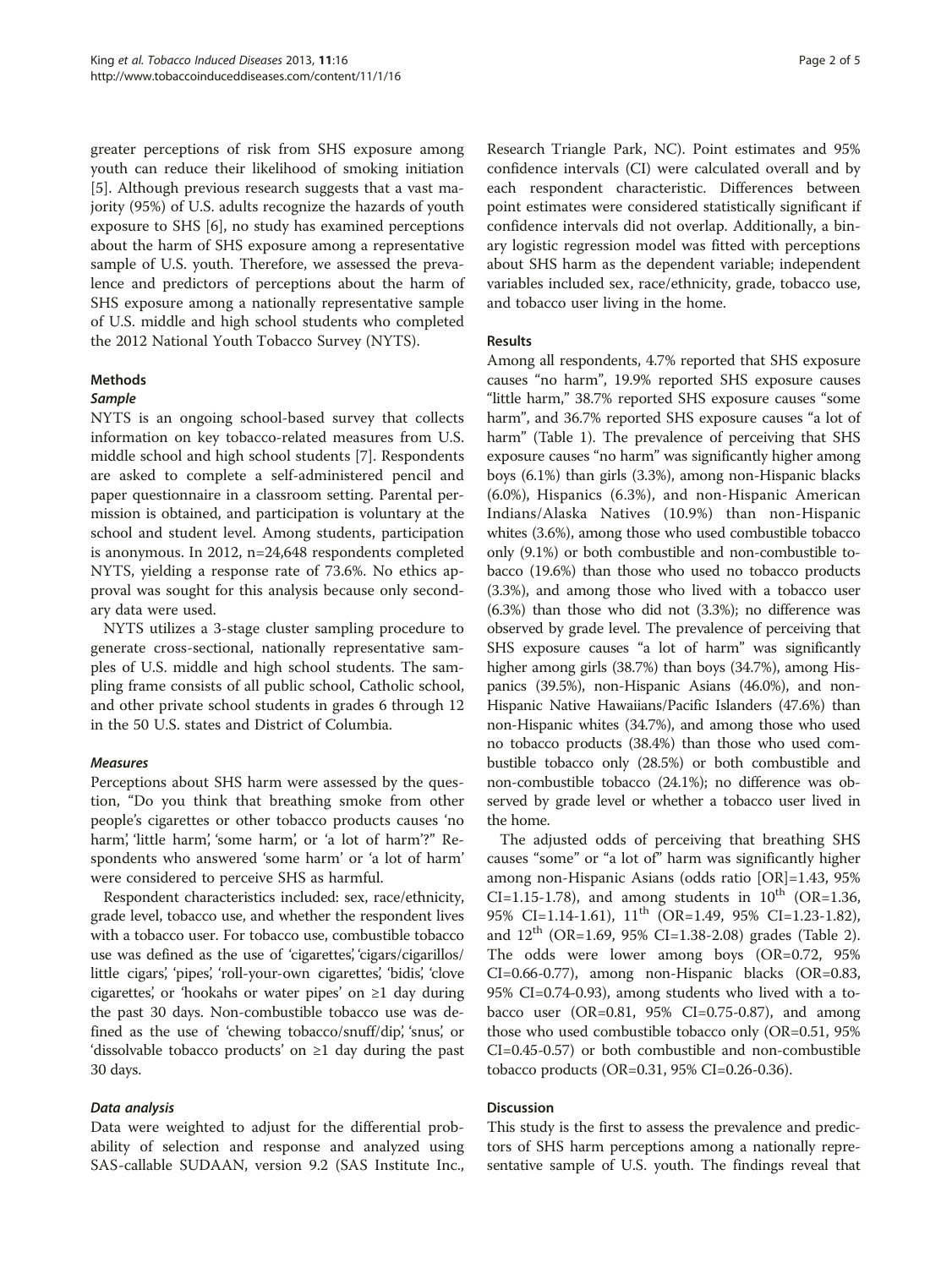greater perceptions of risk from SHS exposure among youth can reduce their likelihood of smoking initiation [5]. Although previous research suggests that a vast majority (95%) of U.S. adults recognize the hazards of youth exposure to SHS [6], no study has examined perceptions about the harm of SHS exposure among a representative sample of U.S. youth. Therefore, we assessed the prevalence and predictors of perceptions about the harm of SHS exposure among a nationally representative sample of U.S. middle and high school students who completed the 2012 National Youth Tobacco Survey (NYTS).

## Methods

### Sample

NYTS is an ongoing school-based survey that collects information on key tobacco-related measures from U.S. middle school and high school students [7]. Respondents are asked to complete a self-administered pencil and paper questionnaire in a classroom setting. Parental permission is obtained, and participation is voluntary at the school and student level. Among students, participation is anonymous. In 2012, n=24,648 respondents completed NYTS, yielding a response rate of 73.6%. No ethics approval was sought for this analysis because only secondary data were used.

NYTS utilizes a 3-stage cluster sampling procedure to generate cross-sectional, nationally representative samples of U.S. middle and high school students. The sampling frame consists of all public school, Catholic school, and other private school students in grades 6 through 12 in the 50 U.S. states and District of Columbia.

### Measures

Perceptions about SHS harm were assessed by the question, "Do you think that breathing smoke from other people's cigarettes or other tobacco products causes 'no harm', 'little harm', 'some harm', or 'a lot of harm'?" Respondents who answered 'some harm' or 'a lot of harm' were considered to perceive SHS as harmful.

Respondent characteristics included: sex, race/ethnicity, grade level, tobacco use, and whether the respondent lives with a tobacco user. For tobacco use, combustible tobacco use was defined as the use of 'cigarettes', 'cigars/cigarillos/little cigars', 'pipes', 'roll-your-own cigarettes', 'bidis', 'clove cigarettes', or 'hookahs or water pipes' on ≥1 day during the past 30 days. Non-combustible tobacco use was defined as the use of 'chewing tobacco/snuff/dip', 'snus', or 'dissolvable tobacco products' on ≥1 day during the past 30 days.

### Data analysis

Data were weighted to adjust for the differential probability of selection and response and analyzed using SAS-callable SUDAAN, version 9.2 (SAS Institute Inc., Research Triangle Park, NC). Point estimates and 95% confidence intervals (CI) were calculated overall and by each respondent characteristic. Differences between point estimates were considered statistically significant if confidence intervals did not overlap. Additionally, a binary logistic regression model was fitted with perceptions about SHS harm as the dependent variable; independent variables included sex, race/ethnicity, grade, tobacco use, and tobacco user living in the home.

## Results

Among all respondents, 4.7% reported that SHS exposure causes "no harm", 19.9% reported SHS exposure causes "little harm," 38.7% reported SHS exposure causes "some harm", and 36.7% reported SHS exposure causes "a lot of harm" (Table 1). The prevalence of perceiving that SHS exposure causes "no harm" was significantly higher among boys (6.1%) than girls (3.3%), among non-Hispanic blacks (6.0%), Hispanics (6.3%), and non-Hispanic American Indians/Alaska Natives (10.9%) than non-Hispanic whites (3.6%), among those who used combustible tobacco only (9.1%) or both combustible and non-combustible tobacco (19.6%) than those who used no tobacco products (3.3%), and among those who lived with a tobacco user (6.3%) than those who did not (3.3%); no difference was observed by grade level. The prevalence of perceiving that SHS exposure causes "a lot of harm" was significantly higher among girls (38.7%) than boys (34.7%), among Hispanics (39.5%), non-Hispanic Asians (46.0%), and non-Hispanic Native Hawaiians/Pacific Islanders (47.6%) than non-Hispanic whites (34.7%), and among those who used no tobacco products (38.4%) than those who used combustible tobacco only (28.5%) or both combustible and non-combustible tobacco (24.1%); no difference was observed by grade level or whether a tobacco user lived in the home.

The adjusted odds of perceiving that breathing SHS causes "some" or "a lot of" harm was significantly higher among non-Hispanic Asians (odds ratio [OR]=1.43, 95% CI=1.15-1.78), and among students in 10[th] (OR=1.36, 95% CI=1.14-1.61), 11[th] (OR=1.49, 95% CI=1.23-1.82), and 12[th] (OR=1.69, 95% CI=1.38-2.08) grades (Table 2). The odds were lower among boys (OR=0.72, 95% CI=0.66-0.77), among non-Hispanic blacks (OR=0.83, 95% CI=0.74-0.93), among students who lived with a tobacco user (OR=0.81, 95% CI=0.75-0.87), and among those who used combustible tobacco only (OR=0.51, 95% CI=0.45-0.57) or both combustible and non-combustible tobacco products (OR=0.31, 95% CI=0.26-0.36).

## Discussion

This study is the first to assess the prevalence and predictors of SHS harm perceptions among a nationally representative sample of U.S. youth. The findings reveal that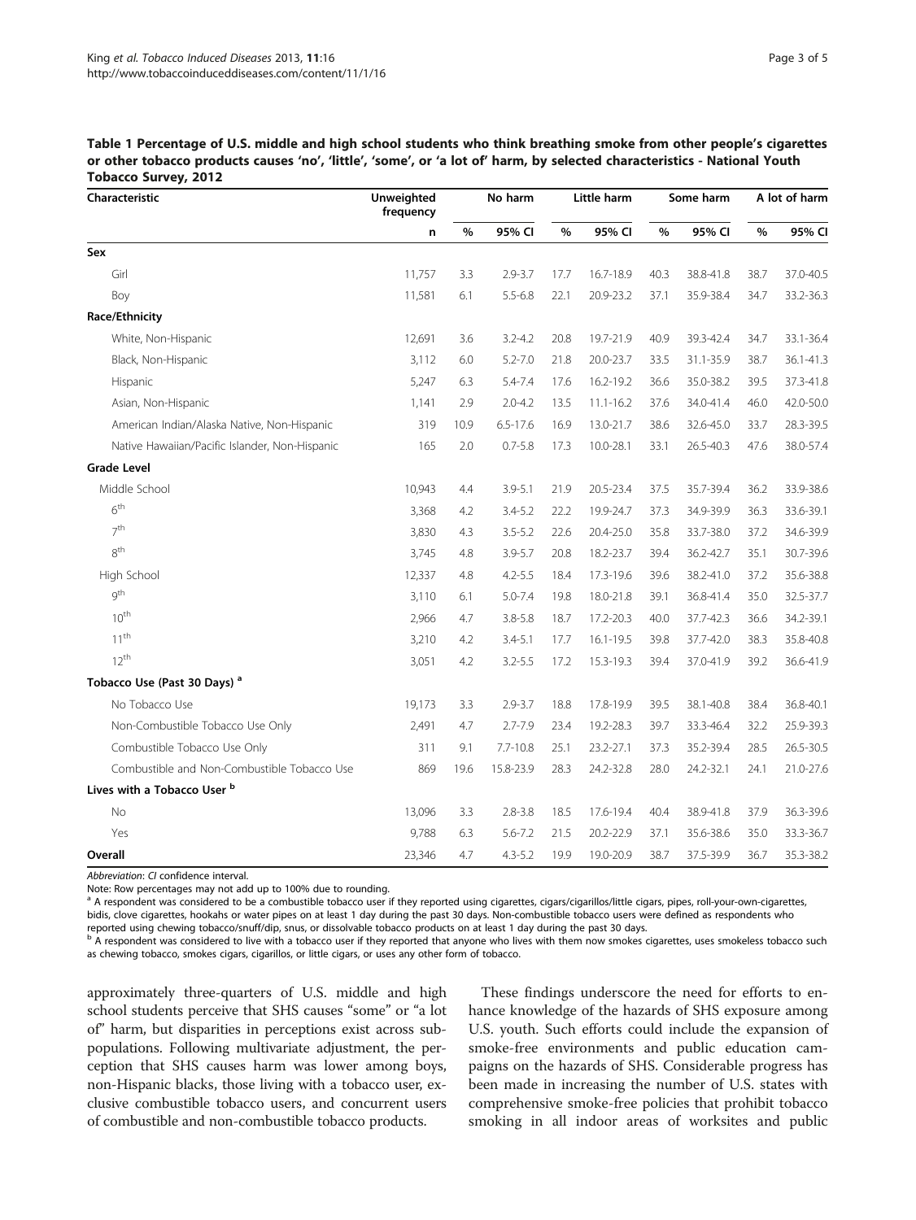**Table 1 Percentage of U.S. middle and high school students who think breathing smoke from other people's cigarettes or other tobacco products causes 'no', 'little', 'some', or 'a lot of' harm, by selected characteristics - National Youth Tobacco Survey, 2012**

| Characteristic | Unweighted frequency | No harm | | Little harm | | Some harm | | A lot of harm | |
|---|---|---|---|---|---|---|---|---|---|
| | n | % | 95% CI | % | 95% CI | % | 95% CI | % | 95% CI |
| **Sex** | | | | | | | | | |
| Girl | 11,757 | 3.3 | 2.9-3.7 | 17.7 | 16.7-18.9 | 40.3 | 38.8-41.8 | 38.7 | 37.0-40.5 |
| Boy | 11,581 | 6.1 | 5.5-6.8 | 22.1 | 20.9-23.2 | 37.1 | 35.9-38.4 | 34.7 | 33.2-36.3 |
| **Race/Ethnicity** | | | | | | | | | |
| White, Non-Hispanic | 12,691 | 3.6 | 3.2-4.2 | 20.8 | 19.7-21.9 | 40.9 | 39.3-42.4 | 34.7 | 33.1-36.4 |
| Black, Non-Hispanic | 3,112 | 6.0 | 5.2-7.0 | 21.8 | 20.0-23.7 | 33.5 | 31.1-35.9 | 38.7 | 36.1-41.3 |
| Hispanic | 5,247 | 6.3 | 5.4-7.4 | 17.6 | 16.2-19.2 | 36.6 | 35.0-38.2 | 39.5 | 37.3-41.8 |
| Asian, Non-Hispanic | 1,141 | 2.9 | 2.0-4.2 | 13.5 | 11.1-16.2 | 37.6 | 34.0-41.4 | 46.0 | 42.0-50.0 |
| American Indian/Alaska Native, Non-Hispanic | 319 | 10.9 | 6.5-17.6 | 16.9 | 13.0-21.7 | 38.6 | 32.6-45.0 | 33.7 | 28.3-39.5 |
| Native Hawaiian/Pacific Islander, Non-Hispanic | 165 | 2.0 | 0.7-5.8 | 17.3 | 10.0-28.1 | 33.1 | 26.5-40.3 | 47.6 | 38.0-57.4 |
| **Grade Level** | | | | | | | | | |
| Middle School | 10,943 | 4.4 | 3.9-5.1 | 21.9 | 20.5-23.4 | 37.5 | 35.7-39.4 | 36.2 | 33.9-38.6 |
| 6th | 3,368 | 4.2 | 3.4-5.2 | 22.2 | 19.9-24.7 | 37.3 | 34.9-39.9 | 36.3 | 33.6-39.1 |
| 7th | 3,830 | 4.3 | 3.5-5.2 | 22.6 | 20.4-25.0 | 35.8 | 33.7-38.0 | 37.2 | 34.6-39.9 |
| 8th | 3,745 | 4.8 | 3.9-5.7 | 20.8 | 18.2-23.7 | 39.4 | 36.2-42.7 | 35.1 | 30.7-39.6 |
| High School | 12,337 | 4.8 | 4.2-5.5 | 18.4 | 17.3-19.6 | 39.6 | 38.2-41.0 | 37.2 | 35.6-38.8 |
| 9th | 3,110 | 6.1 | 5.0-7.4 | 19.8 | 18.0-21.8 | 39.1 | 36.8-41.4 | 35.0 | 32.5-37.7 |
| 10th | 2,966 | 4.7 | 3.8-5.8 | 18.7 | 17.2-20.3 | 40.0 | 37.7-42.3 | 36.6 | 34.2-39.1 |
| 11th | 3,210 | 4.2 | 3.4-5.1 | 17.7 | 16.1-19.5 | 39.8 | 37.7-42.0 | 38.3 | 35.8-40.8 |
| 12th | 3,051 | 4.2 | 3.2-5.5 | 17.2 | 15.3-19.3 | 39.4 | 37.0-41.9 | 39.2 | 36.6-41.9 |
| **Tobacco Use (Past 30 Days) [a]** | | | | | | | | | |
| No Tobacco Use | 19,173 | 3.3 | 2.9-3.7 | 18.8 | 17.8-19.9 | 39.5 | 38.1-40.8 | 38.4 | 36.8-40.1 |
| Non-Combustible Tobacco Use Only | 2,491 | 4.7 | 2.7-7.9 | 23.4 | 19.2-28.3 | 39.7 | 33.3-46.4 | 32.2 | 25.9-39.3 |
| Combustible Tobacco Use Only | 311 | 9.1 | 7.7-10.8 | 25.1 | 23.2-27.1 | 37.3 | 35.2-39.4 | 28.5 | 26.5-30.5 |
| Combustible and Non-Combustible Tobacco Use | 869 | 19.6 | 15.8-23.9 | 28.3 | 24.2-32.8 | 28.0 | 24.2-32.1 | 24.1 | 21.0-27.6 |
| **Lives with a Tobacco User [b]** | | | | | | | | | |
| No | 13,096 | 3.3 | 2.8-3.8 | 18.5 | 17.6-19.4 | 40.4 | 38.9-41.8 | 37.9 | 36.3-39.6 |
| Yes | 9,788 | 6.3 | 5.6-7.2 | 21.5 | 20.2-22.9 | 37.1 | 35.6-38.6 | 35.0 | 33.3-36.7 |
| **Overall** | 23,346 | 4.7 | 4.3-5.2 | 19.9 | 19.0-20.9 | 38.7 | 37.5-39.9 | 36.7 | 35.3-38.2 |

*Abbreviation*: *CI* confidence interval.

Note: Row percentages may not add up to 100% due to rounding.

[a] A respondent was considered to be a combustible tobacco user if they reported using cigarettes, cigars/cigarillos/little cigars, pipes, roll-your-own-cigarettes, bidis, clove cigarettes, hookahs or water pipes on at least 1 day during the past 30 days. Non-combustible tobacco users were defined as respondents who reported using chewing tobacco/snuff/dip, snus, or dissolvable tobacco products on at least 1 day during the past 30 days.

[b] A respondent was considered to live with a tobacco user if they reported that anyone who lives with them now smokes cigarettes, uses smokeless tobacco such as chewing tobacco, smokes cigars, cigarillos, or little cigars, or uses any other form of tobacco.

approximately three-quarters of U.S. middle and high school students perceive that SHS causes "some" or "a lot of" harm, but disparities in perceptions exist across subpopulations. Following multivariate adjustment, the perception that SHS causes harm was lower among boys, non-Hispanic blacks, those living with a tobacco user, exclusive combustible tobacco users, and concurrent users of combustible and non-combustible tobacco products.

These findings underscore the need for efforts to enhance knowledge of the hazards of SHS exposure among U.S. youth. Such efforts could include the expansion of smoke-free environments and public education campaigns on the hazards of SHS. Considerable progress has been made in increasing the number of U.S. states with comprehensive smoke-free policies that prohibit tobacco smoking in all indoor areas of worksites and public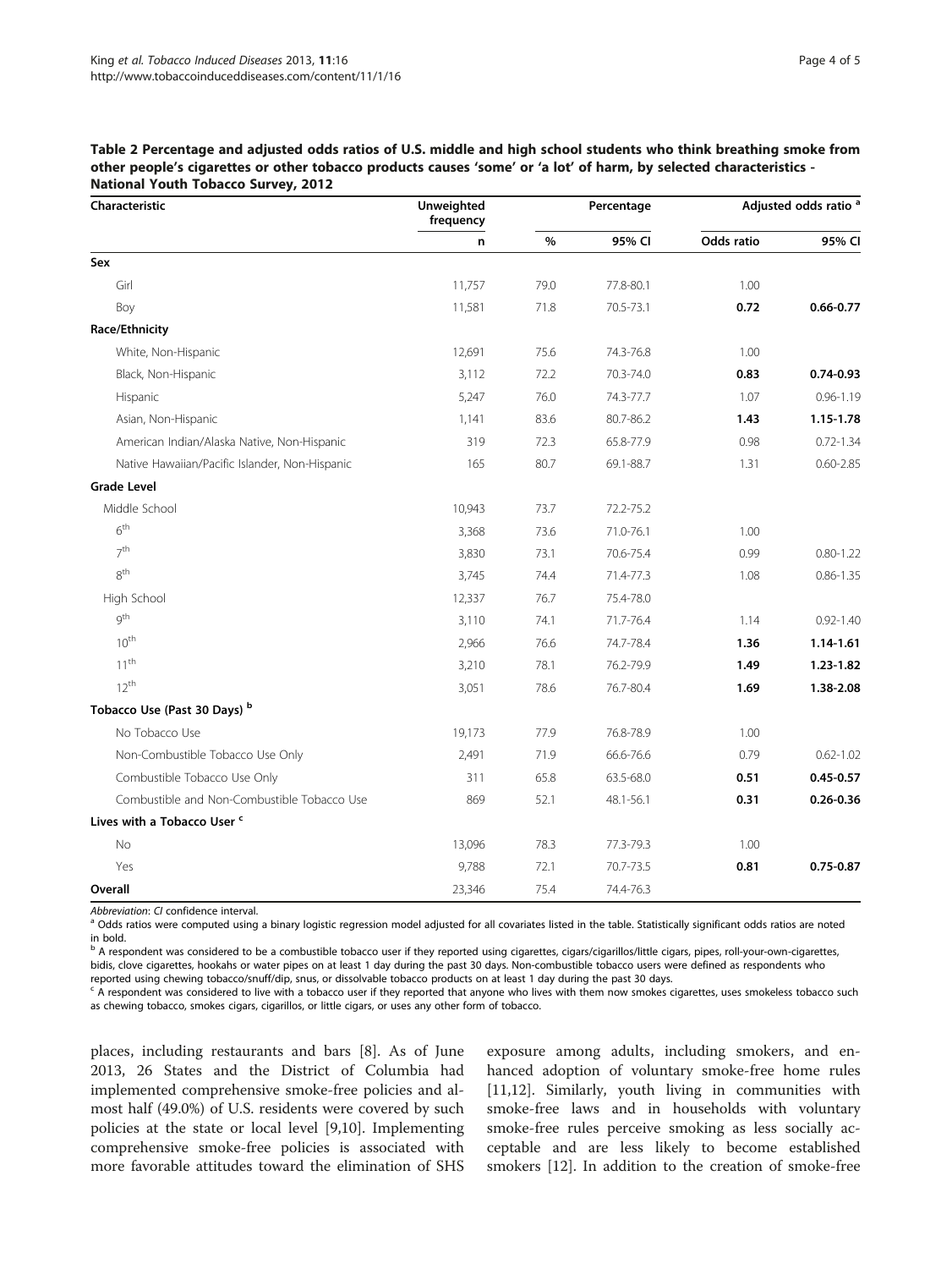**Table 2 Percentage and adjusted odds ratios of U.S. middle and high school students who think breathing smoke from other people's cigarettes or other tobacco products causes 'some' or 'a lot' of harm, by selected characteristics - National Youth Tobacco Survey, 2012**

| Characteristic | Unweighted frequency | Percentage | | Adjusted odds ratio [a] | |
|---|---|---|---|---|---|
| | n | % | 95% CI | Odds ratio | 95% CI |
| **Sex** | | | | | |
| Girl | 11,757 | 79.0 | 77.8-80.1 | 1.00 | |
| Boy | 11,581 | 71.8 | 70.5-73.1 | **0.72** | **0.66-0.77** |
| **Race/Ethnicity** | | | | | |
| White, Non-Hispanic | 12,691 | 75.6 | 74.3-76.8 | 1.00 | |
| Black, Non-Hispanic | 3,112 | 72.2 | 70.3-74.0 | **0.83** | **0.74-0.93** |
| Hispanic | 5,247 | 76.0 | 74.3-77.7 | 1.07 | 0.96-1.19 |
| Asian, Non-Hispanic | 1,141 | 83.6 | 80.7-86.2 | **1.43** | **1.15-1.78** |
| American Indian/Alaska Native, Non-Hispanic | 319 | 72.3 | 65.8-77.9 | 0.98 | 0.72-1.34 |
| Native Hawaiian/Pacific Islander, Non-Hispanic | 165 | 80.7 | 69.1-88.7 | 1.31 | 0.60-2.85 |
| **Grade Level** | | | | | |
| Middle School | 10,943 | 73.7 | 72.2-75.2 | | |
| 6th | 3,368 | 73.6 | 71.0-76.1 | 1.00 | |
| 7th | 3,830 | 73.1 | 70.6-75.4 | 0.99 | 0.80-1.22 |
| 8th | 3,745 | 74.4 | 71.4-77.3 | 1.08 | 0.86-1.35 |
| High School | 12,337 | 76.7 | 75.4-78.0 | | |
| 9th | 3,110 | 74.1 | 71.7-76.4 | 1.14 | 0.92-1.40 |
| 10th | 2,966 | 76.6 | 74.7-78.4 | **1.36** | **1.14-1.61** |
| 11th | 3,210 | 78.1 | 76.2-79.9 | **1.49** | **1.23-1.82** |
| 12th | 3,051 | 78.6 | 76.7-80.4 | **1.69** | **1.38-2.08** |
| **Tobacco Use (Past 30 Days) [b]** | | | | | |
| No Tobacco Use | 19,173 | 77.9 | 76.8-78.9 | 1.00 | |
| Non-Combustible Tobacco Use Only | 2,491 | 71.9 | 66.6-76.6 | 0.79 | 0.62-1.02 |
| Combustible Tobacco Use Only | 311 | 65.8 | 63.5-68.0 | **0.51** | **0.45-0.57** |
| Combustible and Non-Combustible Tobacco Use | 869 | 52.1 | 48.1-56.1 | **0.31** | **0.26-0.36** |
| **Lives with a Tobacco User [c]** | | | | | |
| No | 13,096 | 78.3 | 77.3-79.3 | 1.00 | |
| Yes | 9,788 | 72.1 | 70.7-73.5 | **0.81** | **0.75-0.87** |
| **Overall** | 23,346 | 75.4 | 74.4-76.3 | | |

*Abbreviation*: *CI* confidence interval.

[a] Odds ratios were computed using a binary logistic regression model adjusted for all covariates listed in the table. Statistically significant odds ratios are noted in bold.

[b] A respondent was considered to be a combustible tobacco user if they reported using cigarettes, cigars/cigarillos/little cigars, pipes, roll-your-own-cigarettes, bidis, clove cigarettes, hookahs or water pipes on at least 1 day during the past 30 days. Non-combustible tobacco users were defined as respondents who reported using chewing tobacco/snuff/dip, snus, or dissolvable tobacco products on at least 1 day during the past 30 days.

[c] A respondent was considered to live with a tobacco user if they reported that anyone who lives with them now smokes cigarettes, uses smokeless tobacco such as chewing tobacco, smokes cigars, cigarillos, or little cigars, or uses any other form of tobacco.

places, including restaurants and bars [8]. As of June 2013, 26 States and the District of Columbia had implemented comprehensive smoke-free policies and almost half (49.0%) of U.S. residents were covered by such policies at the state or local level [9,10]. Implementing comprehensive smoke-free policies is associated with more favorable attitudes toward the elimination of SHS exposure among adults, including smokers, and enhanced adoption of voluntary smoke-free home rules [11,12]. Similarly, youth living in communities with smoke-free laws and in households with voluntary smoke-free rules perceive smoking as less socially acceptable and are less likely to become established smokers [12]. In addition to the creation of smoke-free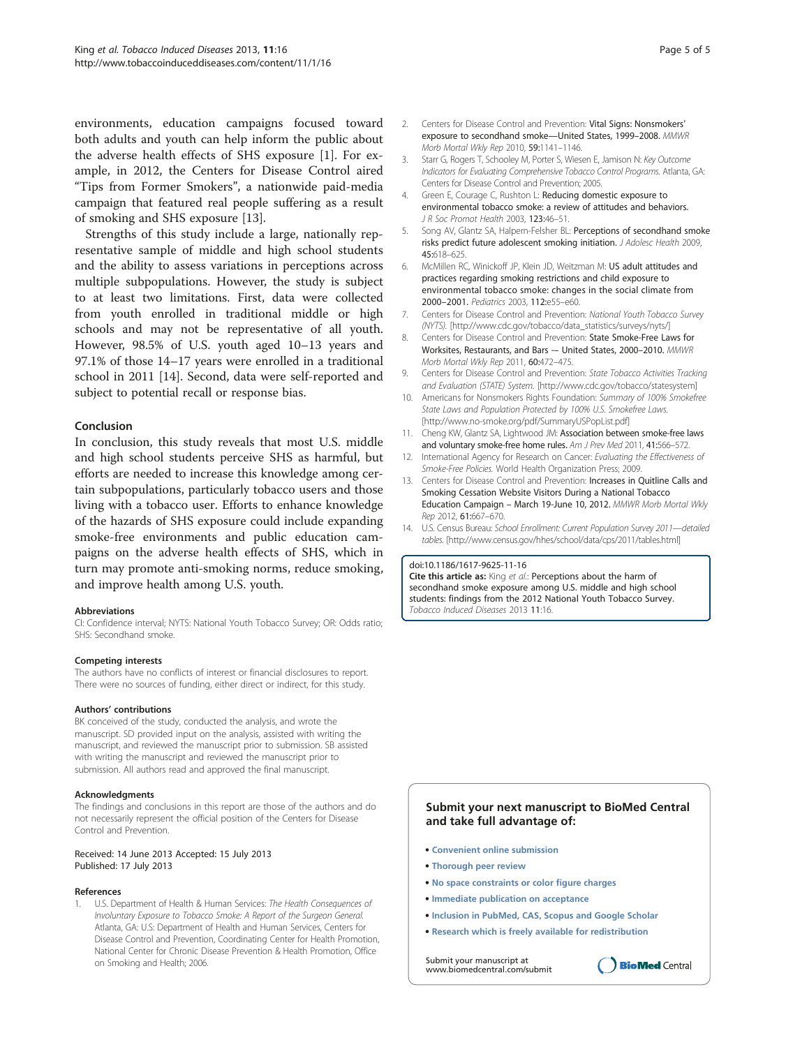environments, education campaigns focused toward both adults and youth can help inform the public about the adverse health effects of SHS exposure [1]. For example, in 2012, the Centers for Disease Control aired "Tips from Former Smokers", a nationwide paid-media campaign that featured real people suffering as a result of smoking and SHS exposure [13].

Strengths of this study include a large, nationally representative sample of middle and high school students and the ability to assess variations in perceptions across multiple subpopulations. However, the study is subject to at least two limitations. First, data were collected from youth enrolled in traditional middle or high schools and may not be representative of all youth. However, 98.5% of U.S. youth aged 10–13 years and 97.1% of those 14–17 years were enrolled in a traditional school in 2011 [14]. Second, data were self-reported and subject to potential recall or response bias.

## Conclusion

In conclusion, this study reveals that most U.S. middle and high school students perceive SHS as harmful, but efforts are needed to increase this knowledge among certain subpopulations, particularly tobacco users and those living with a tobacco user. Efforts to enhance knowledge of the hazards of SHS exposure could include expanding smoke-free environments and public education campaigns on the adverse health effects of SHS, which in turn may promote anti-smoking norms, reduce smoking, and improve health among U.S. youth.

### Abbreviations

CI: Confidence interval; NYTS: National Youth Tobacco Survey; OR: Odds ratio; SHS: Secondhand smoke.

### Competing interests

The authors have no conflicts of interest or financial disclosures to report. There were no sources of funding, either direct or indirect, for this study.

### Authors' contributions

BK conceived of the study, conducted the analysis, and wrote the manuscript. SD provided input on the analysis, assisted with writing the manuscript, and reviewed the manuscript prior to submission. SB assisted with writing the manuscript and reviewed the manuscript prior to submission. All authors read and approved the final manuscript.

### Acknowledgments

The findings and conclusions in this report are those of the authors and do not necessarily represent the official position of the Centers for Disease Control and Prevention.

Received: 14 June 2013 Accepted: 15 July 2013
Published: 17 July 2013

### References

1. U.S. Department of Health & Human Services: *The Health Consequences of Involuntary Exposure to Tobacco Smoke: A Report of the Surgeon General.* Atlanta, GA: U.S: Department of Health and Human Services, Centers for Disease Control and Prevention, Coordinating Center for Health Promotion, National Center for Chronic Disease Prevention & Health Promotion, Office on Smoking and Health; 2006.
2. Centers for Disease Control and Prevention: **Vital Signs: Nonsmokers' exposure to secondhand smoke—United States, 1999–2008.** *MMWR Morb Mortal Wkly Rep* 2010, **59:**1141–1146.
3. Starr G, Rogers T, Schooley M, Porter S, Wiesen E, Jamison N: *Key Outcome Indicators for Evaluating Comprehensive Tobacco Control Programs.* Atlanta, GA: Centers for Disease Control and Prevention; 2005.
4. Green E, Courage C, Rushton L: **Reducing domestic exposure to environmental tobacco smoke: a review of attitudes and behaviors.** *J R Soc Promot Health* 2003, **123:**46–51.
5. Song AV, Glantz SA, Halpern-Felsher BL: **Perceptions of secondhand smoke risks predict future adolescent smoking initiation.** *J Adolesc Health* 2009, **45:**618–625.
6. McMillen RC, Winickoff JP, Klein JD, Weitzman M: **US adult attitudes and practices regarding smoking restrictions and child exposure to environmental tobacco smoke: changes in the social climate from 2000–2001.** *Pediatrics* 2003, **112:**e55–e60.
7. Centers for Disease Control and Prevention: *National Youth Tobacco Survey (NYTS).* [http://www.cdc.gov/tobacco/data_statistics/surveys/nyts/]
8. Centers for Disease Control and Prevention: **State Smoke-Free Laws for Worksites, Restaurants, and Bars — United States, 2000–2010.** *MMWR Morb Mortal Wkly Rep* 2011, **60:**472–475.
9. Centers for Disease Control and Prevention: *State Tobacco Activities Tracking and Evaluation (STATE) System.* [http://www.cdc.gov/tobacco/statesystem]
10. Americans for Nonsmokers Rights Foundation: *Summary of 100% Smokefree State Laws and Population Protected by 100% U.S. Smokefree Laws.* [http://www.no-smoke.org/pdf/SummaryUSPopList.pdf]
11. Cheng KW, Glantz SA, Lightwood JM: **Association between smoke-free laws and voluntary smoke-free home rules.** *Am J Prev Med* 2011, **41:**566–572.
12. International Agency for Research on Cancer: *Evaluating the Effectiveness of Smoke-Free Policies.* World Health Organization Press; 2009.
13. Centers for Disease Control and Prevention: **Increases in Quitline Calls and Smoking Cessation Website Visitors During a National Tobacco Education Campaign – March 19-June 10, 2012.** *MMWR Morb Mortal Wkly Rep* 2012, **61:**667–670.
14. U.S. Census Bureau: *School Enrollment: Current Population Survey 2011—detailed tables.* [http://www.census.gov/hhes/school/data/cps/2011/tables.html]

doi:10.1186/1617-9625-11-16
**Cite this article as:** King *et al.*: Perceptions about the harm of secondhand smoke exposure among U.S. middle and high school students: findings from the 2012 National Youth Tobacco Survey. *Tobacco Induced Diseases* 2013 **11**:16.

**Submit your next manuscript to BioMed Central and take full advantage of:**

- **Convenient online submission**
- **Thorough peer review**
- **No space constraints or color figure charges**
- **Immediate publication on acceptance**
- **Inclusion in PubMed, CAS, Scopus and Google Scholar**
- **Research which is freely available for redistribution**

Submit your manuscript at
www.biomedcentral.com/submit

BioMed Central